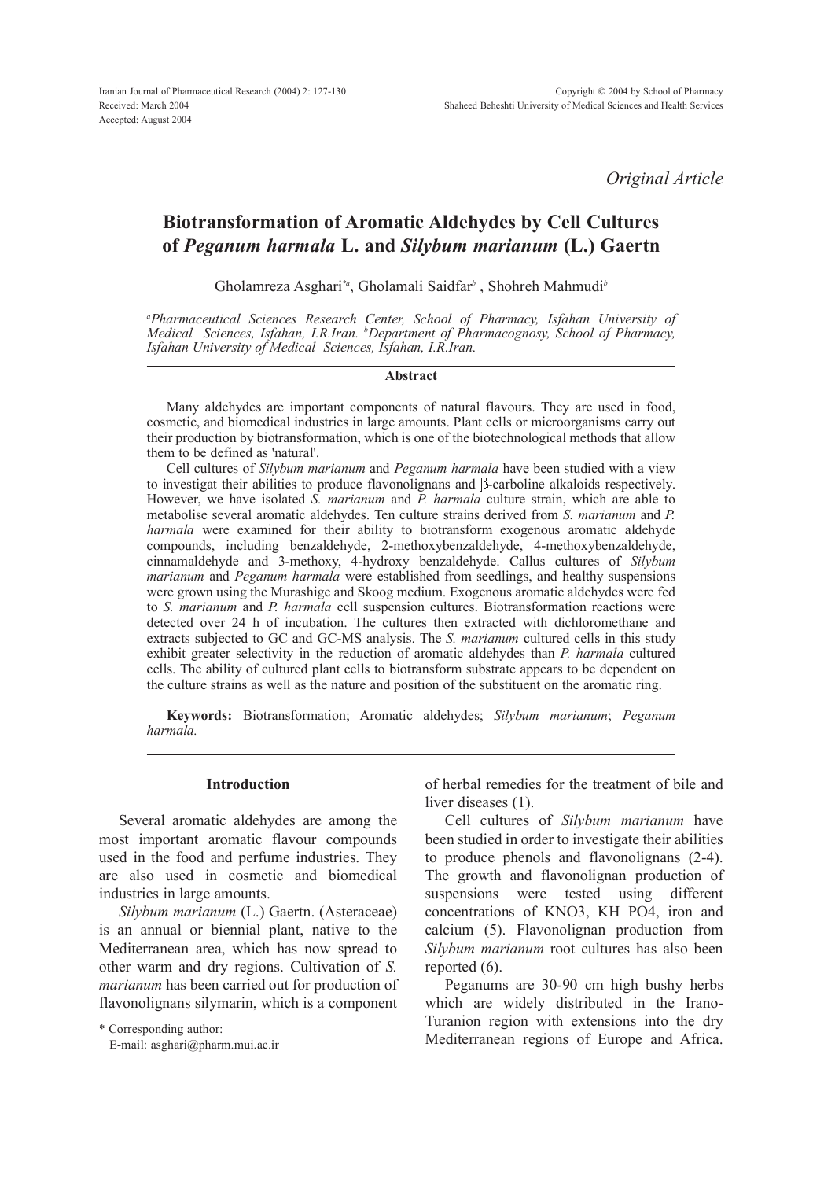Original Article

# Biotransformation of Aromatic Aldehydes by Cell Cultures of *Peganum harmala* L. and *Silybum marianum* (L.) Gaertn

Gholamreza Asghari[*a], Gholamali Saidfar[b], Shohreh Mahmudi[b]

[a]*Pharmaceutical Sciences Research Center, School of Pharmacy, Isfahan University of Medical Sciences, Isfahan, I.R.Iran.* [b]*Department of Pharmacognosy, School of Pharmacy, Isfahan University of Medical Sciences, Isfahan, I.R.Iran.*

## Abstract

Many aldehydes are important components of natural flavours. They are used in food, cosmetic, and biomedical industries in large amounts. Plant cells or microorganisms carry out their production by biotransformation, which is one of the biotechnological methods that allow them to be defined as 'natural'.

Cell cultures of *Silybum marianum* and *Peganum harmala* have been studied with a view to investigat their abilities to produce flavonolignans and β-carboline alkaloids respectively. However, we have isolated *S. marianum* and *P. harmala* culture strain, which are able to metabolise several aromatic aldehydes. Ten culture strains derived from *S. marianum* and *P. harmala* were examined for their ability to biotransform exogenous aromatic aldehyde compounds, including benzaldehyde, 2-methoxybenzaldehyde, 4-methoxybenzaldehyde, cinnamaldehyde and 3-methoxy, 4-hydroxy benzaldehyde. Callus cultures of *Silybum marianum* and *Peganum harmala* were established from seedlings, and healthy suspensions were grown using the Murashige and Skoog medium. Exogenous aromatic aldehydes were fed to *S. marianum* and *P. harmala* cell suspension cultures. Biotransformation reactions were detected over 24 h of incubation. The cultures then extracted with dichloromethane and extracts subjected to GC and GC-MS analysis. The *S. marianum* cultured cells in this study exhibit greater selectivity in the reduction of aromatic aldehydes than *P. harmala* cultured cells. The ability of cultured plant cells to biotransform substrate appears to be dependent on the culture strains as well as the nature and position of the substituent on the aromatic ring.

**Keywords:** Biotransformation; Aromatic aldehydes; *Silybum marianum*; *Peganum harmala.*

## Introduction

Several aromatic aldehydes are among the most important aromatic flavour compounds used in the food and perfume industries. They are also used in cosmetic and biomedical industries in large amounts.

*Silybum marianum* (L.) Gaertn. (Asteraceae) is an annual or biennial plant, native to the Mediterranean area, which has now spread to other warm and dry regions. Cultivation of *S. marianum* has been carried out for production of flavonolignans silymarin, which is a component of herbal remedies for the treatment of bile and liver diseases (1).

Cell cultures of *Silybum marianum* have been studied in order to investigate their abilities to produce phenols and flavonolignans (2-4). The growth and flavonolignan production of suspensions were tested using different concentrations of KNO3, KH PO4, iron and calcium (5). Flavonolignan production from *Silybum marianum* root cultures has also been reported (6).

Peganums are 30-90 cm high bushy herbs which are widely distributed in the Irano-Turanion region with extensions into the dry Mediterranean regions of Europe and Africa.

* Corresponding author:
E-mail: asghari@pharm.mui.ac.ir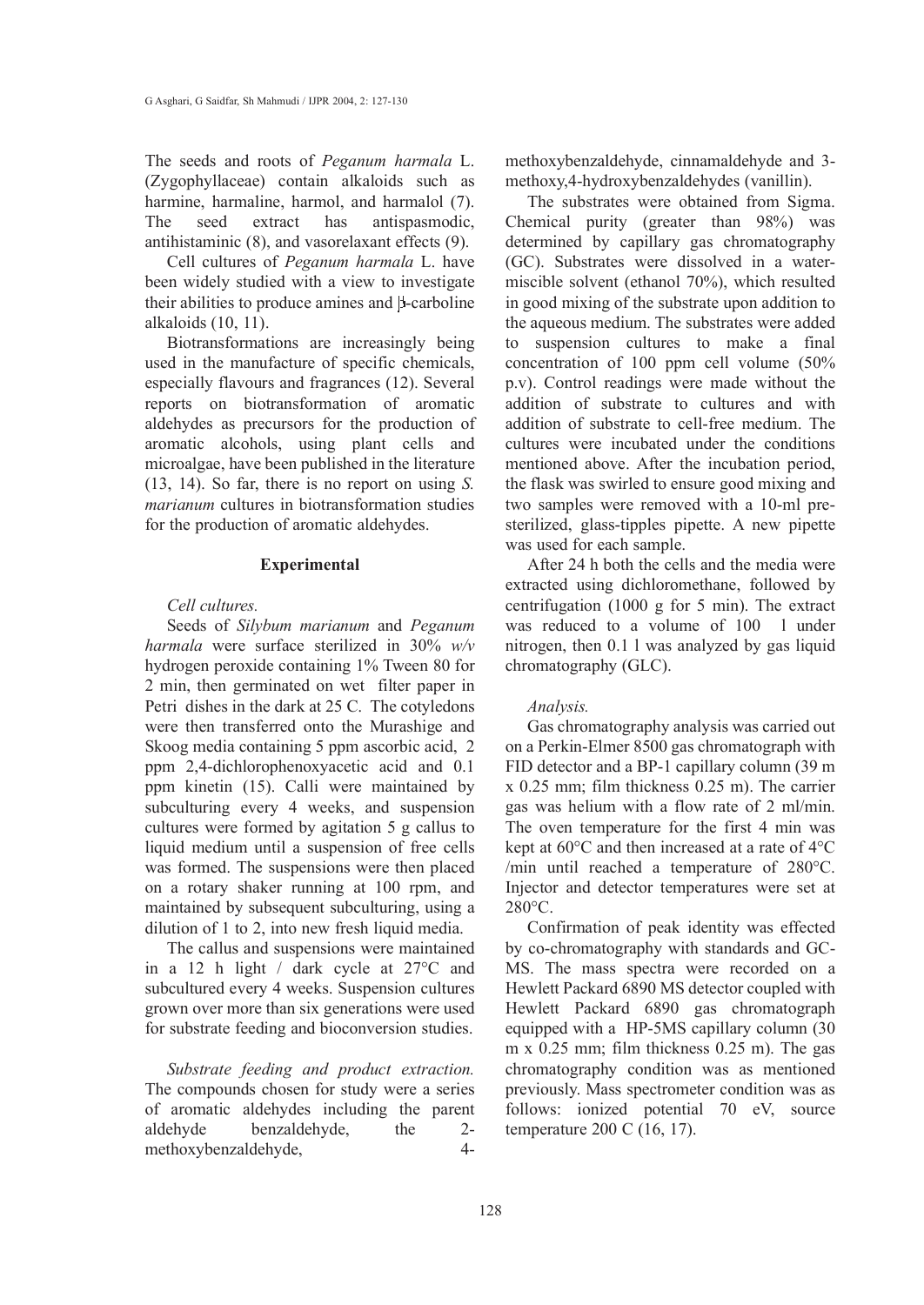The seeds and roots of *Peganum harmala* L. (Zygophyllaceae) contain alkaloids such as harmine, harmaline, harmol, and harmalol (7). The seed extract has antispasmodic, antihistaminic (8), and vasorelaxant effects (9).

Cell cultures of *Peganum harmala* L. have been widely studied with a view to investigate their abilities to produce amines and β-carboline alkaloids (10, 11).

Biotransformations are increasingly being used in the manufacture of specific chemicals, especially flavours and fragrances (12). Several reports on biotransformation of aromatic aldehydes as precursors for the production of aromatic alcohols, using plant cells and microalgae, have been published in the literature (13, 14). So far, there is no report on using *S. marianum* cultures in biotransformation studies for the production of aromatic aldehydes.

## Experimental

*Cell cultures.*

Seeds of *Silybum marianum* and *Peganum harmala* were surface sterilized in 30% *w/v* hydrogen peroxide containing 1% Tween 80 for 2 min, then germinated on wet filter paper in Petri dishes in the dark at 25 C. The cotyledons were then transferred onto the Murashige and Skoog media containing 5 ppm ascorbic acid, 2 ppm 2,4-dichlorophenoxyacetic acid and 0.1 ppm kinetin (15). Calli were maintained by subculturing every 4 weeks, and suspension cultures were formed by agitation 5 g callus to liquid medium until a suspension of free cells was formed. The suspensions were then placed on a rotary shaker running at 100 rpm, and maintained by subsequent subculturing, using a dilution of 1 to 2, into new fresh liquid media.

The callus and suspensions were maintained in a 12 h light / dark cycle at 27°C and subcultured every 4 weeks. Suspension cultures grown over more than six generations were used for substrate feeding and bioconversion studies.

*Substrate feeding and product extraction.* The compounds chosen for study were a series of aromatic aldehydes including the parent aldehyde benzaldehyde, the 2-methoxybenzaldehyde, 4-methoxybenzaldehyde, cinnamaldehyde and 3-methoxy,4-hydroxybenzaldehydes (vanillin).

The substrates were obtained from Sigma. Chemical purity (greater than 98%) was determined by capillary gas chromatography (GC). Substrates were dissolved in a water-miscible solvent (ethanol 70%), which resulted in good mixing of the substrate upon addition to the aqueous medium. The substrates were added to suspension cultures to make a final concentration of 100 ppm cell volume (50% p.v). Control readings were made without the addition of substrate to cultures and with addition of substrate to cell-free medium. The cultures were incubated under the conditions mentioned above. After the incubation period, the flask was swirled to ensure good mixing and two samples were removed with a 10-ml pre-sterilized, glass-tipples pipette. A new pipette was used for each sample.

After 24 h both the cells and the media were extracted using dichloromethane, followed by centrifugation (1000 g for 5 min). The extract was reduced to a volume of 100 l under nitrogen, then 0.1 l was analyzed by gas liquid chromatography (GLC).

*Analysis.*

Gas chromatography analysis was carried out on a Perkin-Elmer 8500 gas chromatograph with FID detector and a BP-1 capillary column (39 m x 0.25 mm; film thickness 0.25 m). The carrier gas was helium with a flow rate of 2 ml/min. The oven temperature for the first 4 min was kept at 60°C and then increased at a rate of 4°C /min until reached a temperature of 280°C. Injector and detector temperatures were set at 280°C.

Confirmation of peak identity was effected by co-chromatography with standards and GC-MS. The mass spectra were recorded on a Hewlett Packard 6890 MS detector coupled with Hewlett Packard 6890 gas chromatograph equipped with a HP-5MS capillary column (30 m x 0.25 mm; film thickness 0.25 m). The gas chromatography condition was as mentioned previously. Mass spectrometer condition was as follows: ionized potential 70 eV, source temperature 200 C (16, 17).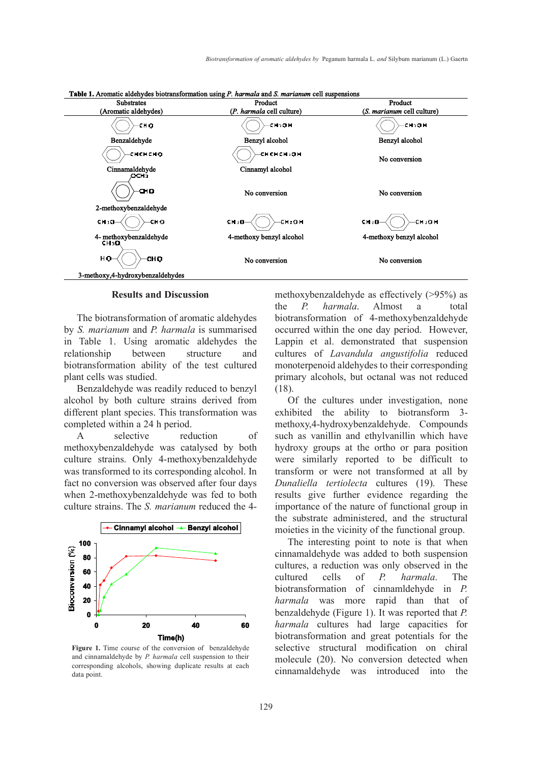**Table 1.** Aromatic aldehydes biotransformation using *P. harmala* and *S. marianum* cell suspensions

| Substrates (Aromatic aldehydes) | Product (*P. harmala* cell culture) | Product (*S. marianum* cell culture) |
|---|---|---|
| Benzaldehyde | Benzyl alcohol | Benzyl alcohol |
| Cinnamaldehyde | Cinnamyl alcohol | No conversion |
| 2-methoxybenzaldehyde | No conversion | No conversion |
| 4- methoxybenzaldehyde | 4-methoxy benzyl alcohol | 4-methoxy benzyl alcohol |
| 3-methoxy,4-hydroxybenzaldehydes | No conversion | No conversion |

## Results and Discussion

The biotransformation of aromatic aldehydes by *S. marianum* and *P. harmala* is summarised in Table 1. Using aromatic aldehydes the relationship between structure and biotransformation ability of the test cultured plant cells was studied.

Benzaldehyde was readily reduced to benzyl alcohol by both culture strains derived from different plant species. This transformation was completed within a 24 h period.

A selective reduction of methoxybenzaldehyde was catalysed by both culture strains. Only 4-methoxybenzaldehyde was transformed to its corresponding alcohol. In fact no conversion was observed after four days when 2-methoxybenzaldehyde was fed to both culture strains. The *S. marianum* reduced the 4-methoxybenzaldehyde as effectively (>95%) as the *P. harmala*. Almost a total biotransformation of 4-methoxybenzaldehyde occurred within the one day period. However, Lappin et al. demonstrated that suspension cultures of *Lavandula angustifolia* reduced monoterpenoid aldehydes to their corresponding primary alcohols, but octanal was not reduced (18).

Of the cultures under investigation, none exhibited the ability to biotransform 3-methoxy,4-hydroxybenzaldehyde. Compounds such as vanillin and ethylvanillin which have hydroxy groups at the ortho or para position were similarly reported to be difficult to transform or were not transformed at all by *Dunaliella tertiolecta* cultures (19). These results give further evidence regarding the importance of the nature of functional group in the substrate administered, and the structural moieties in the vicinity of the functional group.

The interesting point to note is that when cinnamaldehyde was added to both suspension cultures, a reduction was only observed in the cultured cells of *P. harmala*. The biotransformation of cinnamldehyde in *P. harmala* was more rapid than that of benzaldehyde (Figure 1). It was reported that *P. harmala* cultures had large capacities for biotransformation and great potentials for the selective structural modification on chiral molecule (20). No conversion detected when cinnamaldehyde was introduced into the

**Figure 1.** Time course of the conversion of benzaldehyde and cinnamaldehyde by *P. harmala* cell suspension to their corresponding alcohols, showing duplicate results at each data point.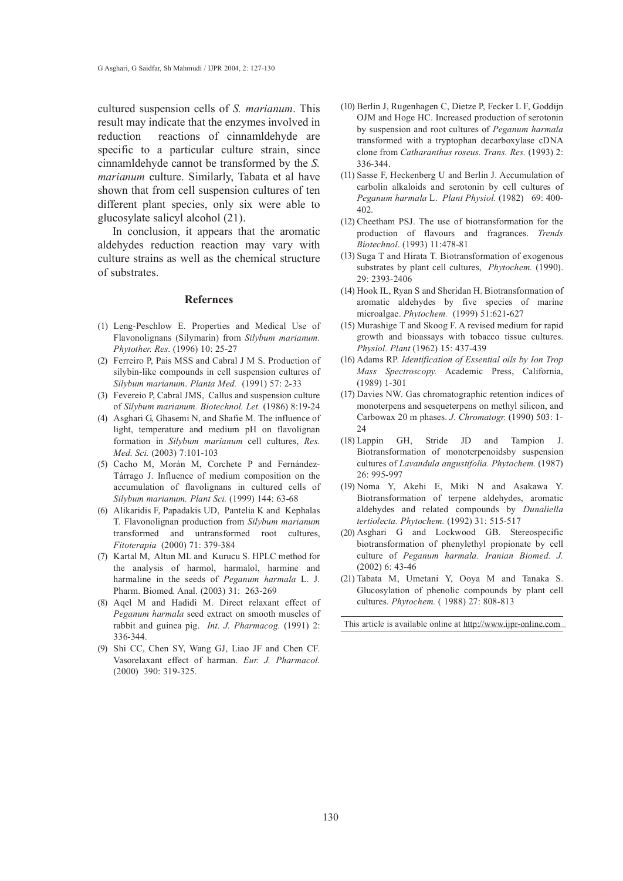cultured suspension cells of *S. marianum*. This result may indicate that the enzymes involved in reduction reactions of cinnamldehyde are specific to a particular culture strain, since cinnamldehyde cannot be transformed by the *S. marianum* culture. Similarly, Tabata et al have shown that from cell suspension cultures of ten different plant species, only six were able to glucosylate salicyl alcohol (21).

In conclusion, it appears that the aromatic aldehydes reduction reaction may vary with culture strains as well as the chemical structure of substrates.

## Refernces

(1) Leng-Peschlow E. Properties and Medical Use of Flavonolignans (Silymarin) from *Silybum marianum. Phytother. Res.* (1996) 10: 25-27

(2) Ferreiro P, Pais MSS and Cabral J M S. Production of silybin-like compounds in cell suspension cultures of *Silybum marianum*. *Planta Med.* (1991) 57: 2-33

(3) Fevereio P, Cabral JMS, Callus and suspension culture of *Silybum marianum. Biotechnol. Let.* (1986) 8:19-24

(4) Asghari G, Ghasemi N, and Shafie M. The influence of light, temperature and medium pH on flavolignan formation in *Silybum marianum* cell cultures, *Res. Med. Sci.* (2003) 7:101-103

(5) Cacho M, Morán M, Corchete P and Fernández-Tárrago J. Influence of medium composition on the accumulation of flavolignans in cultured cells of *Silybum marianum. Plant Sci.* (1999) 144: 63-68

(6) Alikaridis F, Papadakis UD, Pantelia K and Kephalas T. Flavonolignan production from *Silybum marianum* transformed and untransformed root cultures, *Fitoterapia* (2000) 71: 379-384

(7) Kartal M, Altun ML and Kurucu S. HPLC method for the analysis of harmol, harmalol, harmine and harmaline in the seeds of *Peganum harmala* L. J. Pharm. Biomed. Anal. (2003) 31: 263-269

(8) Aqel M and Hadidi M. Direct relaxant effect of *Peganum harmala* seed extract on smooth muscles of rabbit and guinea pig. *Int. J. Pharmacog.* (1991) 2: 336-344.

(9) Shi CC, Chen SY, Wang GJ, Liao JF and Chen CF. Vasorelaxant effect of harman. *Eur. J. Pharmacol*. (2000) 390: 319-325.

(10) Berlin J, Rugenhagen C, Dietze P, Fecker L F, Goddijn OJM and Hoge HC. Increased production of serotonin by suspension and root cultures of *Peganum harmala* transformed with a tryptophan decarboxylase cDNA clone from *Catharanthus roseus. Trans. Res.* (1993) 2: 336-344.

(11) Sasse F, Heckenberg U and Berlin J. Accumulation of carbolin alkaloids and serotonin by cell cultures of *Peganum harmala* L. *Plant Physiol.* (1982) 69: 400-402.

(12) Cheetham PSJ. The use of biotransformation for the production of flavours and fragrances. *Trends Biotechnol*. (1993) 11:478-81

(13) Suga T and Hirata T. Biotransformation of exogenous substrates by plant cell cultures, *Phytochem.* (1990). 29: 2393-2406

(14) Hook IL, Ryan S and Sheridan H. Biotransformation of aromatic aldehydes by five species of marine microalgae. *Phytochem.* (1999) 51:621-627

(15) Murashige T and Skoog F. A revised medium for rapid growth and bioassays with tobacco tissue cultures. *Physiol. Plant* (1962) 15: 437-439

(16) Adams RP. *Identification of Essential oils by Ion Trop Mass Spectroscopy.* Academic Press, California, (1989) 1-301

(17) Davies NW. Gas chromatographic retention indices of monoterpens and sesqueterpens on methyl silicon, and Carbowax 20 m phases. *J. Chromatogr.* (1990) 503: 1-24

(18) Lappin GH, Stride JD and Tampion J. Biotransformation of monoterpenoidsby suspension cultures of *Lavandula angustifolia. Phytochem*. (1987) 26: 995-997

(19) Noma Y, Akehi E, Miki N and Asakawa Y. Biotransformation of terpene aldehydes, aromatic aldehydes and related compounds by *Dunaliella tertiolecta. Phytochem.* (1992) 31: 515-517

(20) Asghari G and Lockwood GB. Stereospecific biotransformation of phenylethyl propionate by cell culture of *Peganum harmala. Iranian Biomed. J.* (2002) 6: 43-46

(21) Tabata M, Umetani Y, Ooya M and Tanaka S. Glucosylation of phenolic compounds by plant cell cultures. *Phytochem.* ( 1988) 27: 808-813

This article is available online at http://www.ijpr-online.com